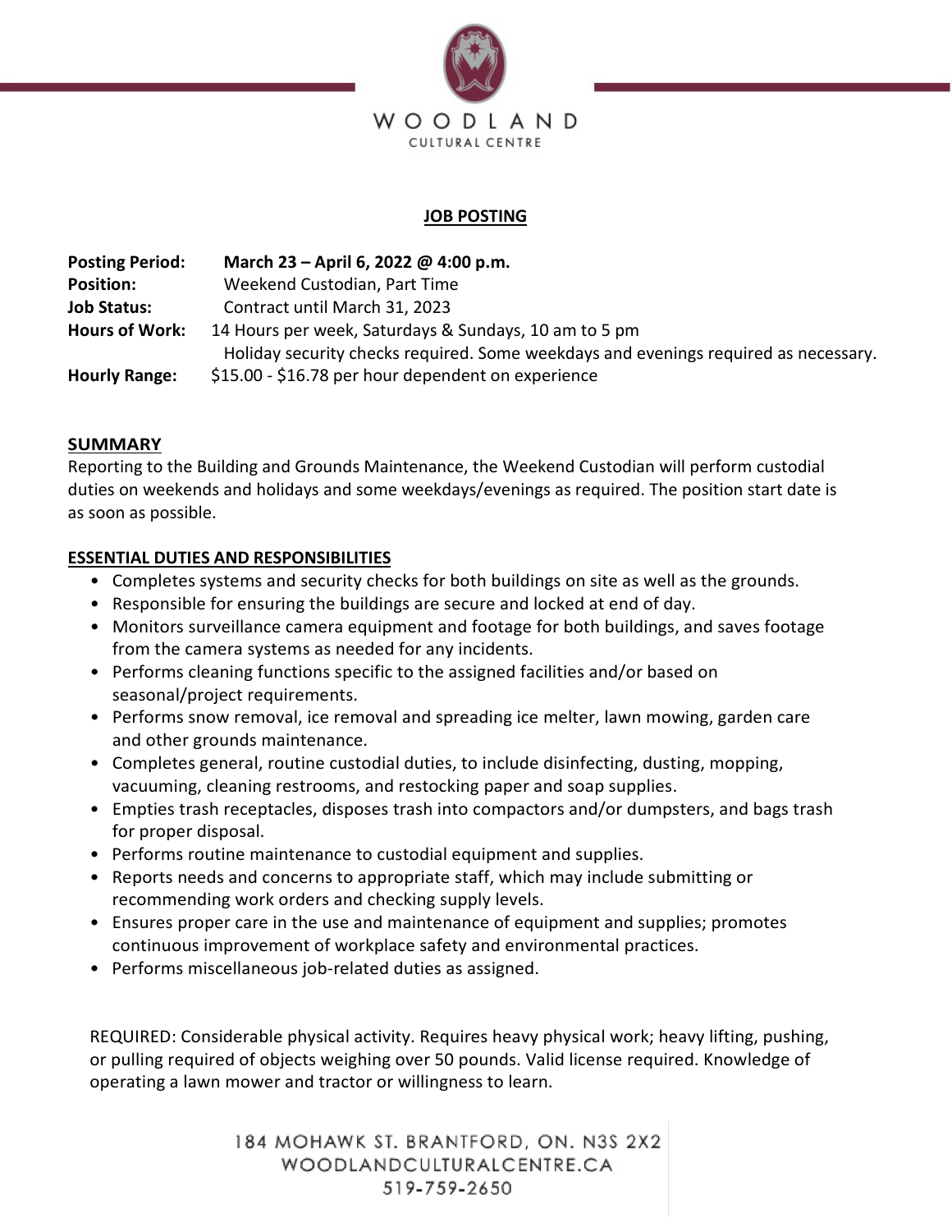WOODLAND
CULTURAL CENTRE

# JOB POSTING

**Posting Period:** **March 23 – April 6, 2022 @ 4:00 p.m.**
**Position:** Weekend Custodian, Part Time
**Job Status:** Contract until March 31, 2023
**Hours of Work:** 14 Hours per week, Saturdays & Sundays, 10 am to 5 pm
Holiday security checks required. Some weekdays and evenings required as necessary.
**Hourly Range:** $15.00 - $16.78 per hour dependent on experience

## SUMMARY

Reporting to the Building and Grounds Maintenance, the Weekend Custodian will perform custodial duties on weekends and holidays and some weekdays/evenings as required. The position start date is as soon as possible.

## ESSENTIAL DUTIES AND RESPONSIBILITIES

- Completes systems and security checks for both buildings on site as well as the grounds.
- Responsible for ensuring the buildings are secure and locked at end of day.
- Monitors surveillance camera equipment and footage for both buildings, and saves footage from the camera systems as needed for any incidents.
- Performs cleaning functions specific to the assigned facilities and/or based on seasonal/project requirements.
- Performs snow removal, ice removal and spreading ice melter, lawn mowing, garden care and other grounds maintenance.
- Completes general, routine custodial duties, to include disinfecting, dusting, mopping, vacuuming, cleaning restrooms, and restocking paper and soap supplies.
- Empties trash receptacles, disposes trash into compactors and/or dumpsters, and bags trash for proper disposal.
- Performs routine maintenance to custodial equipment and supplies.
- Reports needs and concerns to appropriate staff, which may include submitting or recommending work orders and checking supply levels.
- Ensures proper care in the use and maintenance of equipment and supplies; promotes continuous improvement of workplace safety and environmental practices.
- Performs miscellaneous job-related duties as assigned.

REQUIRED: Considerable physical activity. Requires heavy physical work; heavy lifting, pushing, or pulling required of objects weighing over 50 pounds. Valid license required. Knowledge of operating a lawn mower and tractor or willingness to learn.

184 MOHAWK ST. BRANTFORD, ON. N3S 2X2
WOODLANDCULTURALCENTRE.CA
519-759-2650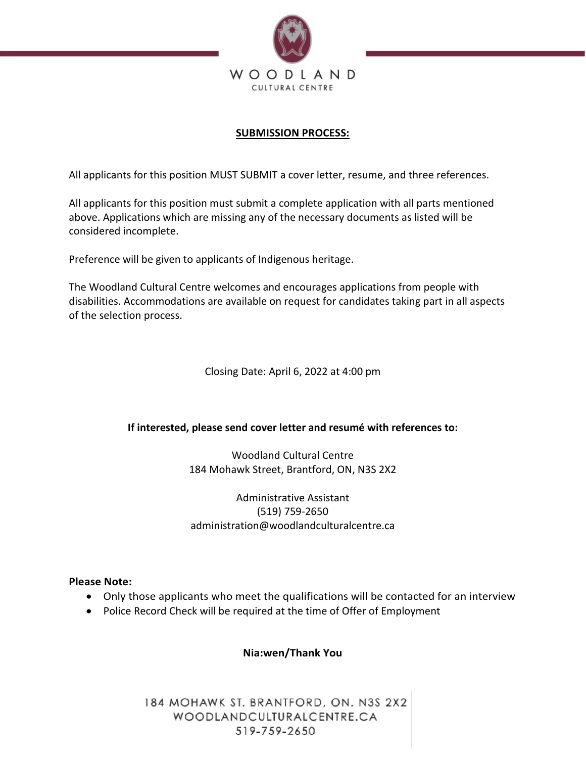## SUBMISSION PROCESS:

All applicants for this position MUST SUBMIT a cover letter, resume, and three references.

All applicants for this position must submit a complete application with all parts mentioned above. Applications which are missing any of the necessary documents as listed will be considered incomplete.

Preference will be given to applicants of Indigenous heritage.

The Woodland Cultural Centre welcomes and encourages applications from people with disabilities. Accommodations are available on request for candidates taking part in all aspects of the selection process.

Closing Date: April 6, 2022 at 4:00 pm

**If interested, please send cover letter and resumé with references to:**

Woodland Cultural Centre
184 Mohawk Street, Brantford, ON, N3S 2X2

Administrative Assistant
(519) 759-2650
administration@woodlandculturalcentre.ca

**Please Note:**

- Only those applicants who meet the qualifications will be contacted for an interview
- Police Record Check will be required at the time of Offer of Employment

**Nia:wen/Thank You**